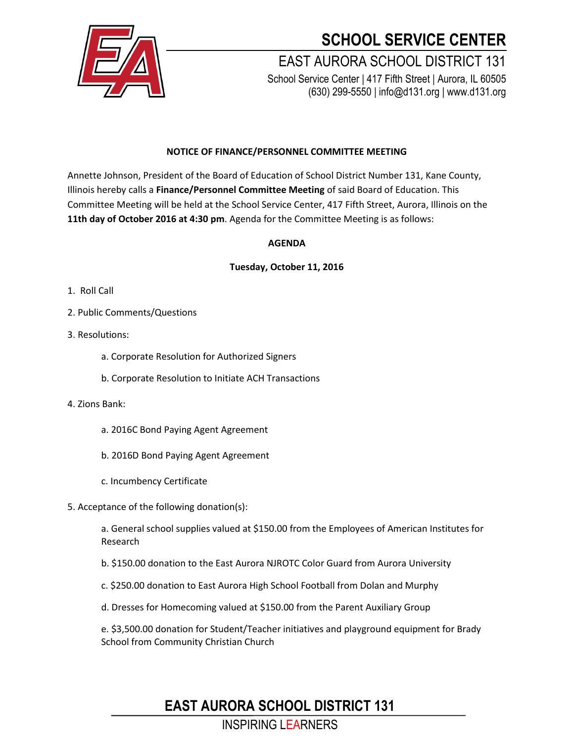# SCHOOL SERVICE CENTER

## EAST AURORA SCHOOL DISTRICT 131

School Service Center | 417 Fifth Street | Aurora, IL 60505
(630) 299-5550 | info@d131.org | www.d131.org

**NOTICE OF FINANCE/PERSONNEL COMMITTEE MEETING**

Annette Johnson, President of the Board of Education of School District Number 131, Kane County, Illinois hereby calls a **Finance/Personnel Committee Meeting** of said Board of Education. This Committee Meeting will be held at the School Service Center, 417 Fifth Street, Aurora, Illinois on the **11th day of October 2016 at 4:30 pm**. Agenda for the Committee Meeting is as follows:

**AGENDA**

**Tuesday, October 11, 2016**

1. Roll Call
2. Public Comments/Questions
3. Resolutions:
   - a. Corporate Resolution for Authorized Signers
   - b. Corporate Resolution to Initiate ACH Transactions
4. Zions Bank:
   - a. 2016C Bond Paying Agent Agreement
   - b. 2016D Bond Paying Agent Agreement
   - c. Incumbency Certificate
5. Acceptance of the following donation(s):
   - a. General school supplies valued at $150.00 from the Employees of American Institutes for Research
   - b. $150.00 donation to the East Aurora NJROTC Color Guard from Aurora University
   - c. $250.00 donation to East Aurora High School Football from Dolan and Murphy
   - d. Dresses for Homecoming valued at $150.00 from the Parent Auxiliary Group
   - e. $3,500.00 donation for Student/Teacher initiatives and playground equipment for Brady School from Community Christian Church

**EAST AURORA SCHOOL DISTRICT 131**

INSPIRING LEARNERS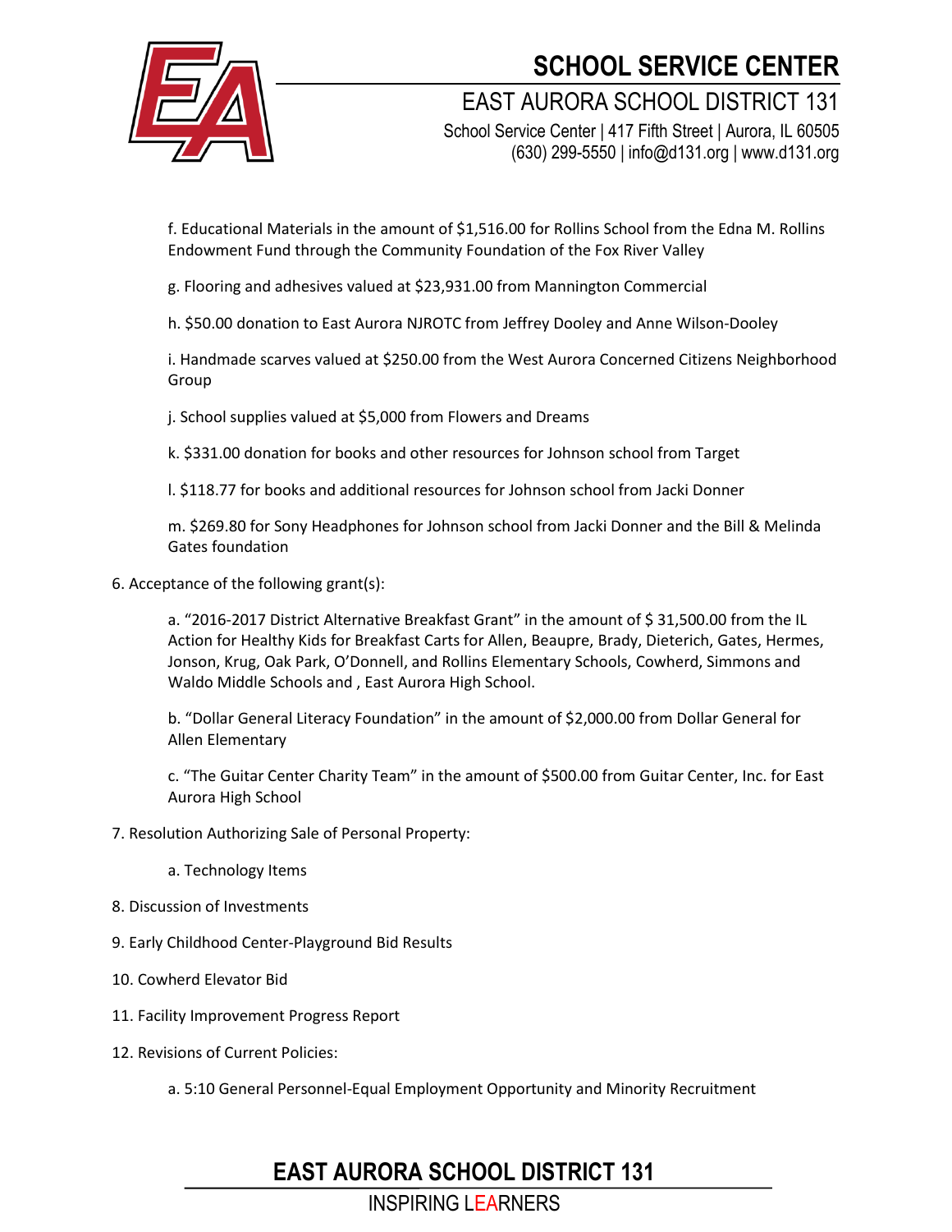f. Educational Materials in the amount of $1,516.00 for Rollins School from the Edna M. Rollins Endowment Fund through the Community Foundation of the Fox River Valley

g. Flooring and adhesives valued at $23,931.00 from Mannington Commercial

h. $50.00 donation to East Aurora NJROTC from Jeffrey Dooley and Anne Wilson-Dooley

i. Handmade scarves valued at $250.00 from the West Aurora Concerned Citizens Neighborhood Group

j. School supplies valued at $5,000 from Flowers and Dreams

k. $331.00 donation for books and other resources for Johnson school from Target

l. $118.77 for books and additional resources for Johnson school from Jacki Donner

m. $269.80 for Sony Headphones for Johnson school from Jacki Donner and the Bill & Melinda Gates foundation

6. Acceptance of the following grant(s):

   a. "2016-2017 District Alternative Breakfast Grant" in the amount of $ 31,500.00 from the IL Action for Healthy Kids for Breakfast Carts for Allen, Beaupre, Brady, Dieterich, Gates, Hermes, Jonson, Krug, Oak Park, O'Donnell, and Rollins Elementary Schools, Cowherd, Simmons and Waldo Middle Schools and , East Aurora High School.

   b. "Dollar General Literacy Foundation" in the amount of $2,000.00 from Dollar General for Allen Elementary

   c. "The Guitar Center Charity Team" in the amount of $500.00 from Guitar Center, Inc. for East Aurora High School

7. Resolution Authorizing Sale of Personal Property:

   a. Technology Items

8. Discussion of Investments

9. Early Childhood Center-Playground Bid Results

10. Cowherd Elevator Bid

11. Facility Improvement Progress Report

12. Revisions of Current Policies:

    a. 5:10 General Personnel-Equal Employment Opportunity and Minority Recruitment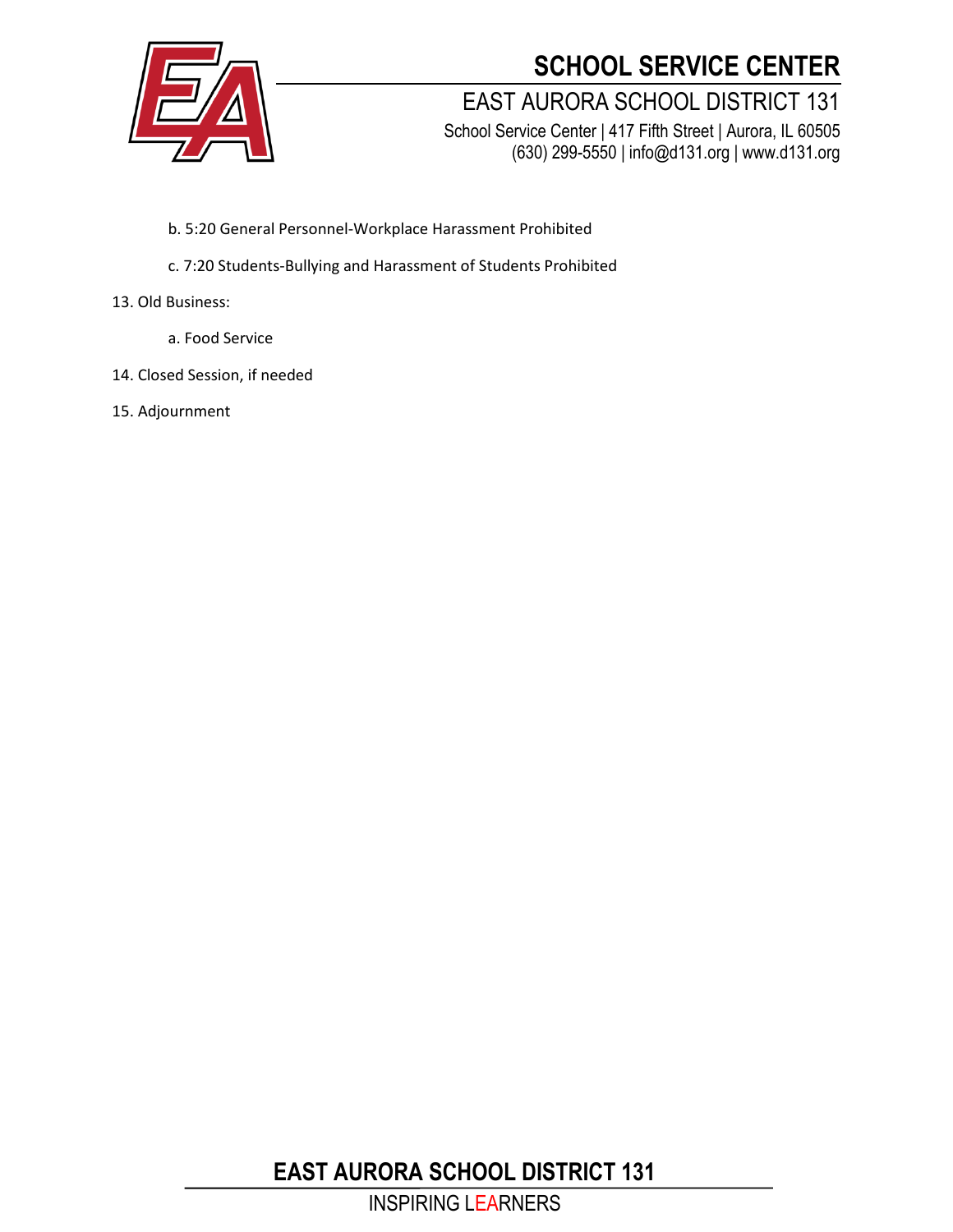b. 5:20 General Personnel-Workplace Harassment Prohibited

c. 7:20 Students-Bullying and Harassment of Students Prohibited

13. Old Business:

a. Food Service

14. Closed Session, if needed

15. Adjournment